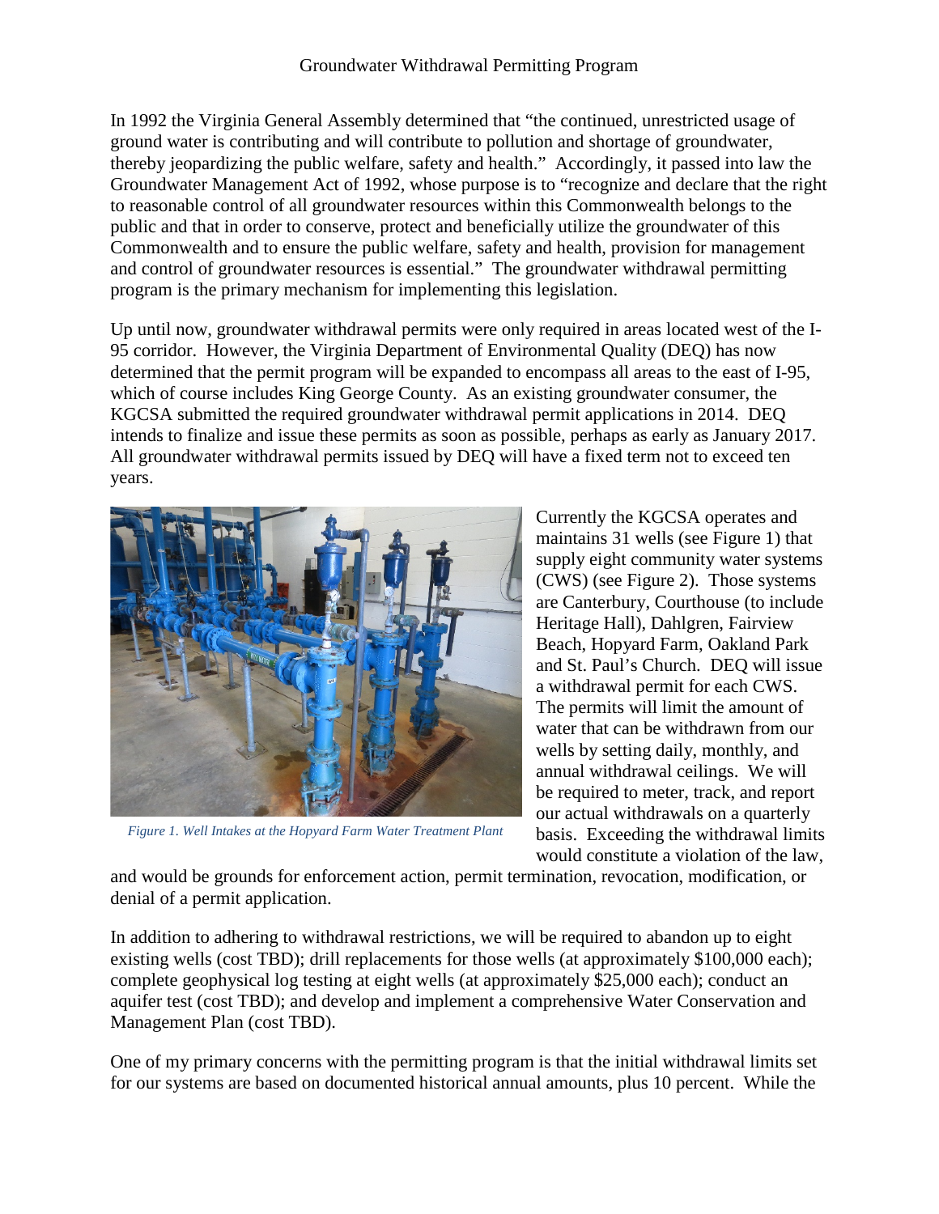# Groundwater Withdrawal Permitting Program

In 1992 the Virginia General Assembly determined that "the continued, unrestricted usage of ground water is contributing and will contribute to pollution and shortage of groundwater, thereby jeopardizing the public welfare, safety and health." Accordingly, it passed into law the Groundwater Management Act of 1992, whose purpose is to "recognize and declare that the right to reasonable control of all groundwater resources within this Commonwealth belongs to the public and that in order to conserve, protect and beneficially utilize the groundwater of this Commonwealth and to ensure the public welfare, safety and health, provision for management and control of groundwater resources is essential." The groundwater withdrawal permitting program is the primary mechanism for implementing this legislation.

Up until now, groundwater withdrawal permits were only required in areas located west of the I-95 corridor. However, the Virginia Department of Environmental Quality (DEQ) has now determined that the permit program will be expanded to encompass all areas to the east of I-95, which of course includes King George County. As an existing groundwater consumer, the KGCSA submitted the required groundwater withdrawal permit applications in 2014. DEQ intends to finalize and issue these permits as soon as possible, perhaps as early as January 2017. All groundwater withdrawal permits issued by DEQ will have a fixed term not to exceed ten years.

*Figure 1. Well Intakes at the Hopyard Farm Water Treatment Plant*

Currently the KGCSA operates and maintains 31 wells (see Figure 1) that supply eight community water systems (CWS) (see Figure 2). Those systems are Canterbury, Courthouse (to include Heritage Hall), Dahlgren, Fairview Beach, Hopyard Farm, Oakland Park and St. Paul's Church. DEQ will issue a withdrawal permit for each CWS. The permits will limit the amount of water that can be withdrawn from our wells by setting daily, monthly, and annual withdrawal ceilings. We will be required to meter, track, and report our actual withdrawals on a quarterly basis. Exceeding the withdrawal limits would constitute a violation of the law, and would be grounds for enforcement action, permit termination, revocation, modification, or denial of a permit application.

In addition to adhering to withdrawal restrictions, we will be required to abandon up to eight existing wells (cost TBD); drill replacements for those wells (at approximately $100,000 each); complete geophysical log testing at eight wells (at approximately $25,000 each); conduct an aquifer test (cost TBD); and develop and implement a comprehensive Water Conservation and Management Plan (cost TBD).

One of my primary concerns with the permitting program is that the initial withdrawal limits set for our systems are based on documented historical annual amounts, plus 10 percent. While the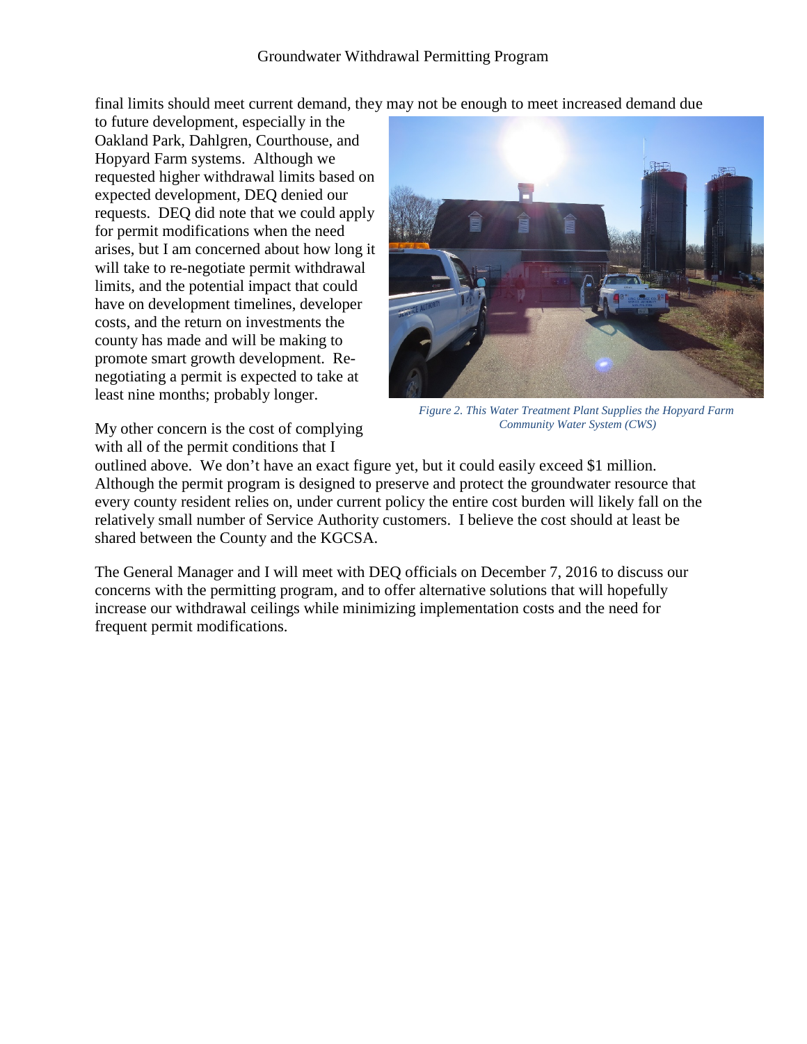final limits should meet current demand, they may not be enough to meet increased demand due to future development, especially in the Oakland Park, Dahlgren, Courthouse, and Hopyard Farm systems. Although we requested higher withdrawal limits based on expected development, DEQ denied our requests. DEQ did note that we could apply for permit modifications when the need arises, but I am concerned about how long it will take to re-negotiate permit withdrawal limits, and the potential impact that could have on development timelines, developer costs, and the return on investments the county has made and will be making to promote smart growth development. Re-negotiating a permit is expected to take at least nine months; probably longer.

*Figure 2. This Water Treatment Plant Supplies the Hopyard Farm Community Water System (CWS)*

My other concern is the cost of complying with all of the permit conditions that I outlined above. We don't have an exact figure yet, but it could easily exceed $1 million. Although the permit program is designed to preserve and protect the groundwater resource that every county resident relies on, under current policy the entire cost burden will likely fall on the relatively small number of Service Authority customers. I believe the cost should at least be shared between the County and the KGCSA.

The General Manager and I will meet with DEQ officials on December 7, 2016 to discuss our concerns with the permitting program, and to offer alternative solutions that will hopefully increase our withdrawal ceilings while minimizing implementation costs and the need for frequent permit modifications.